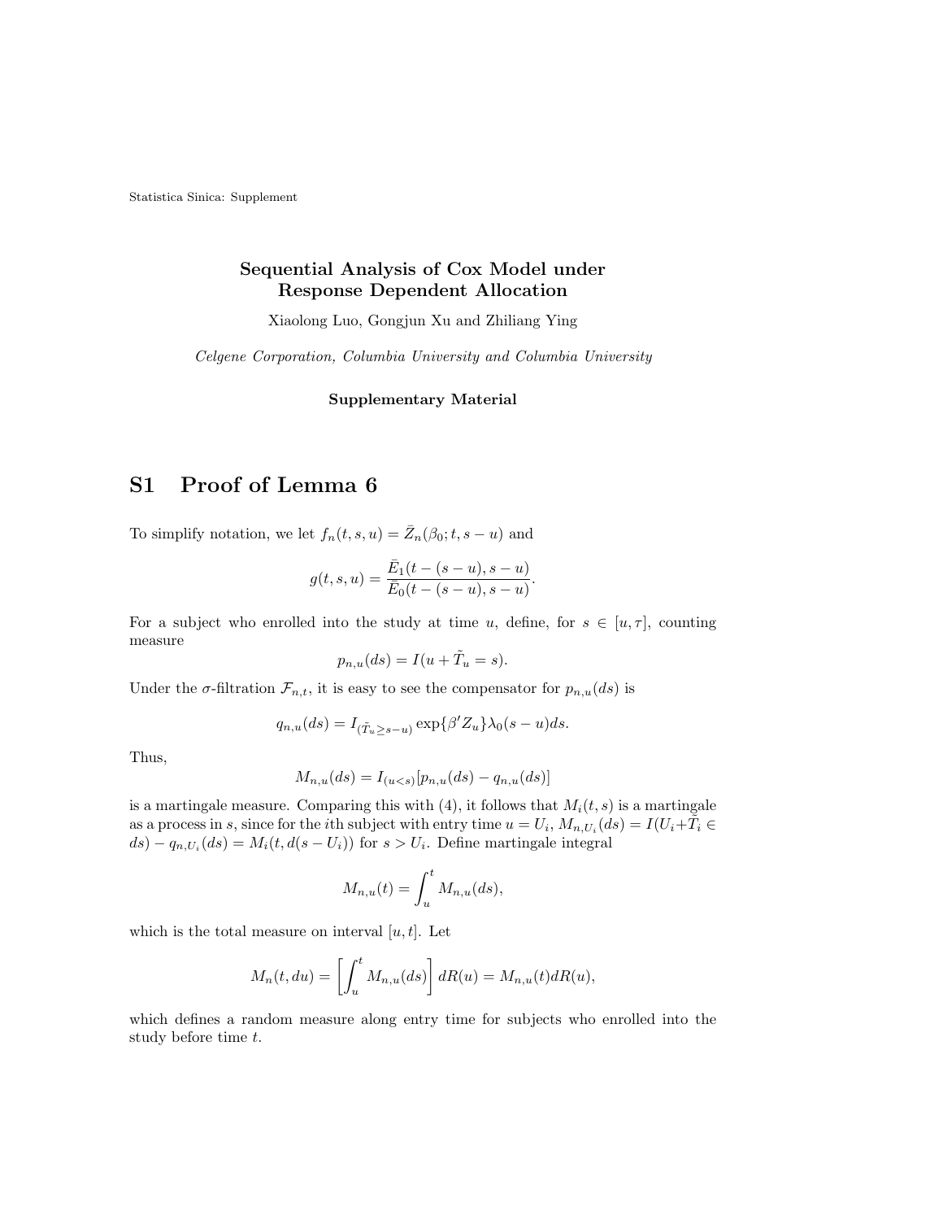Statistica Sinica: Supplement

# Sequential Analysis of Cox Model under Response Dependent Allocation

Xiaolong Luo, Gongjun Xu and Zhiliang Ying

*Celgene Corporation, Columbia University and Columbia University*

**Supplementary Material**

## S1 Proof of Lemma 6

To simplify notation, we let $f_n(t,s,u) = \bar{Z}_n(\beta_0; t, s-u)$ and

$$g(t,s,u) = \frac{\bar{E}_1(t-(s-u), s-u)}{\bar{E}_0(t-(s-u), s-u)}.$$

For a subject who enrolled into the study at time $u$, define, for $s \in [u, \tau]$, counting measure

$$p_{n,u}(ds) = I(u + \tilde{T}_u = s).$$

Under the $\sigma$-filtration $\mathcal{F}_{n,t}$, it is easy to see the compensator for $p_{n,u}(ds)$ is

$$q_{n,u}(ds) = I_{(\tilde{T}_u \geq s-u)} \exp\{\beta' Z_u\} \lambda_0(s-u) ds.$$

Thus,

$$M_{n,u}(ds) = I_{(u<s)}[p_{n,u}(ds) - q_{n,u}(ds)]$$

is a martingale measure. Comparing this with (4), it follows that $M_i(t,s)$ is a martingale as a process in $s$, since for the $i$th subject with entry time $u = U_i$, $M_{n,U_i}(ds) = I(U_i + \tilde{T}_i \in ds) - q_{n,U_i}(ds) = M_i(t, d(s-U_i))$ for $s > U_i$. Define martingale integral

$$M_{n,u}(t) = \int_u^t M_{n,u}(ds),$$

which is the total measure on interval $[u,t]$. Let

$$M_n(t, du) = \left[\int_u^t M_{n,u}(ds)\right] dR(u) = M_{n,u}(t) dR(u),$$

which defines a random measure along entry time for subjects who enrolled into the study before time $t$.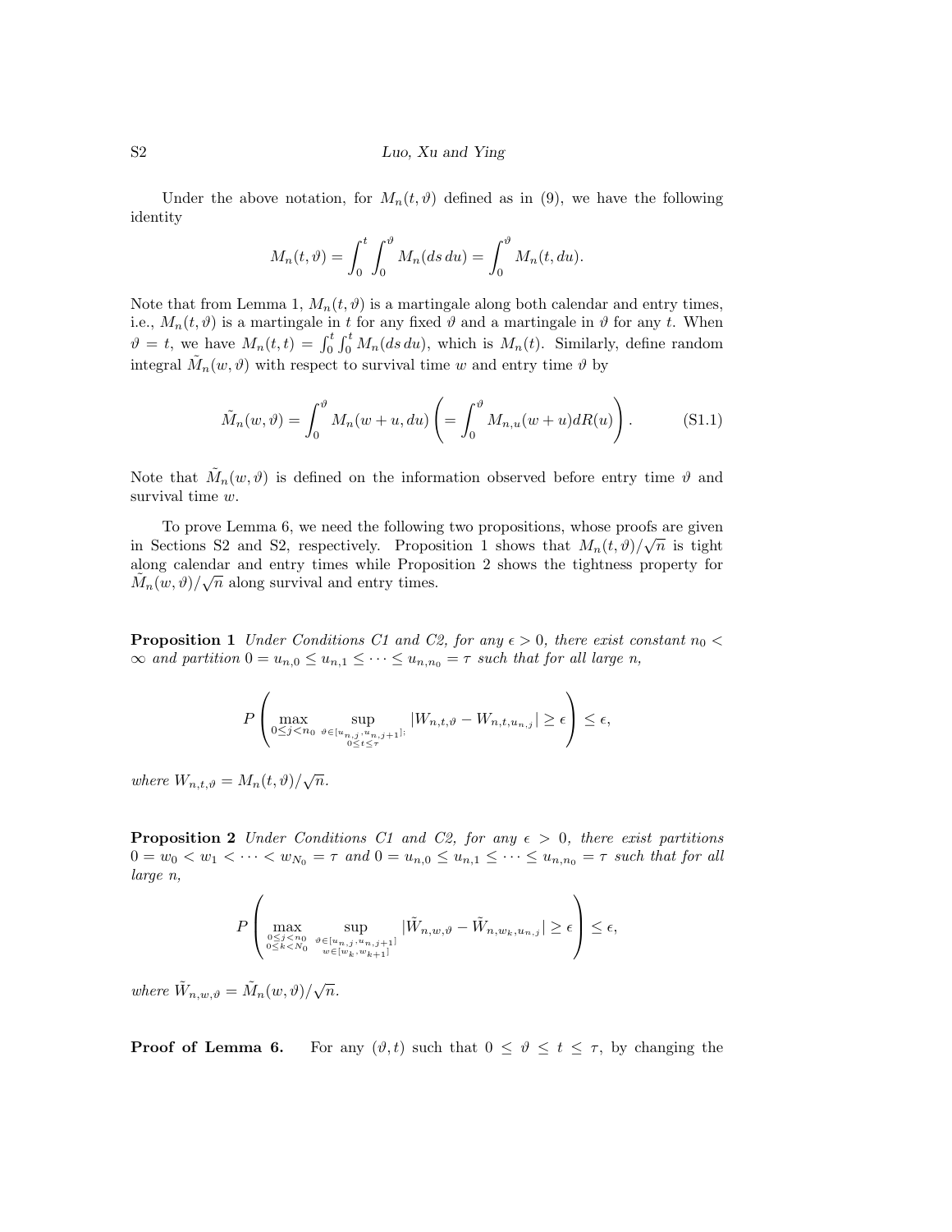Under the above notation, for $M_n(t, \vartheta)$ defined as in (9), we have the following identity

$$M_n(t, \vartheta) = \int_0^t \int_0^\vartheta M_n(ds\, du) = \int_0^\vartheta M_n(t, du).$$

Note that from Lemma 1, $M_n(t, \vartheta)$ is a martingale along both calendar and entry times, i.e., $M_n(t, \vartheta)$ is a martingale in $t$ for any fixed $\vartheta$ and a martingale in $\vartheta$ for any $t$. When $\vartheta = t$, we have $M_n(t,t) = \int_0^t \int_0^t M_n(ds\, du)$, which is $M_n(t)$. Similarly, define random integral $\tilde{M}_n(w, \vartheta)$ with respect to survival time $w$ and entry time $\vartheta$ by

$$\tilde{M}_n(w, \vartheta) = \int_0^\vartheta M_n(w+u, du) \left( = \int_0^\vartheta M_{n,u}(w+u) dR(u) \right). \tag{S1.1}$$

Note that $\tilde{M}_n(w, \vartheta)$ is defined on the information observed before entry time $\vartheta$ and survival time $w$.

To prove Lemma 6, we need the following two propositions, whose proofs are given in Sections S2 and S2, respectively. Proposition 1 shows that $M_n(t, \vartheta)/\sqrt{n}$ is tight along calendar and entry times while Proposition 2 shows the tightness property for $\tilde{M}_n(w, \vartheta)/\sqrt{n}$ along survival and entry times.

**Proposition 1** *Under Conditions C1 and C2, for any $\epsilon > 0$, there exist constant $n_0 < \infty$ and partition $0 = u_{n,0} \le u_{n,1} \le \cdots \le u_{n,n_0} = \tau$ such that for all large $n$,*

$$P\left( \max_{0 \le j < n_0} \sup_{\substack{\vartheta \in [u_{n,j}, u_{n,j+1}]; \\ 0 \le t \le \tau}} |W_{n,t,\vartheta} - W_{n,t,u_{n,j}}| \ge \epsilon \right) \le \epsilon,$$

*where $W_{n,t,\vartheta} = M_n(t, \vartheta)/\sqrt{n}$.*

**Proposition 2** *Under Conditions C1 and C2, for any $\epsilon > 0$, there exist partitions $0 = w_0 < w_1 < \cdots < w_{N_0} = \tau$ and $0 = u_{n,0} \le u_{n,1} \le \cdots \le u_{n,n_0} = \tau$ such that for all large $n$,*

$$P\left( \max_{\substack{0 \le j < n_0 \\ 0 \le k < N_0}} \sup_{\substack{\vartheta \in [u_{n,j}, u_{n,j+1}] \\ w \in [w_k, w_{k+1}]}} |\tilde{W}_{n,w,\vartheta} - \tilde{W}_{n,w_k,u_{n,j}}| \ge \epsilon \right) \le \epsilon,$$

*where $\tilde{W}_{n,w,\vartheta} = \tilde{M}_n(w, \vartheta)/\sqrt{n}$.*

**Proof of Lemma 6.** For any $(\vartheta, t)$ such that $0 \le \vartheta \le t \le \tau$, by changing the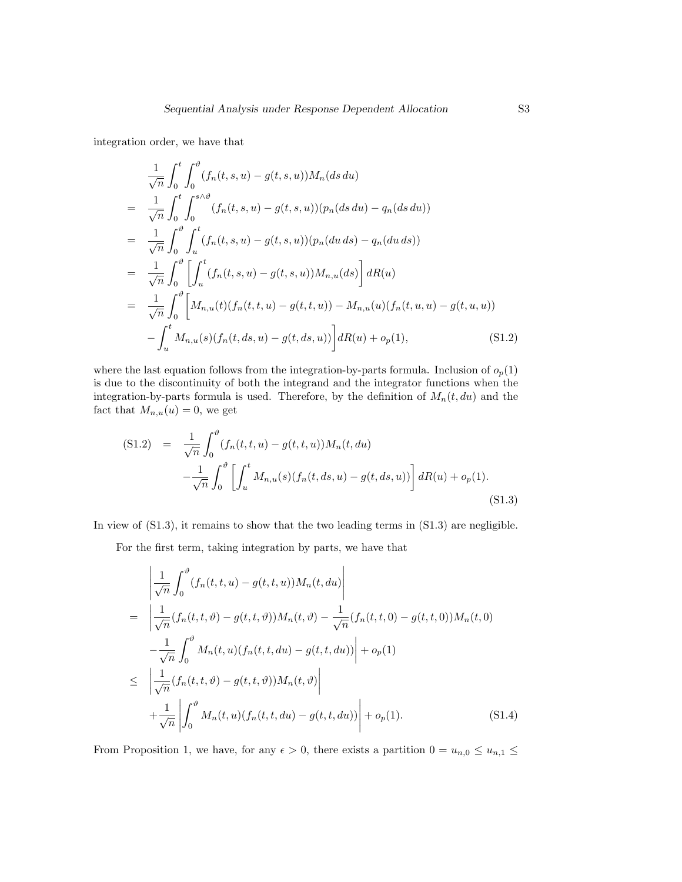integration order, we have that

$$
\begin{aligned}
& \frac{1}{\sqrt{n}} \int_0^t \int_0^{\vartheta} (f_n(t,s,u) - g(t,s,u)) M_n(ds\, du) \\
= \quad & \frac{1}{\sqrt{n}} \int_0^t \int_0^{s\wedge\vartheta} (f_n(t,s,u) - g(t,s,u))(p_n(ds\, du) - q_n(ds\, du)) \\
= \quad & \frac{1}{\sqrt{n}} \int_0^{\vartheta} \int_u^t (f_n(t,s,u) - g(t,s,u))(p_n(du\, ds) - q_n(du\, ds)) \\
= \quad & \frac{1}{\sqrt{n}} \int_0^{\vartheta} \left[ \int_u^t (f_n(t,s,u) - g(t,s,u)) M_{n,u}(ds) \right] dR(u) \\
= \quad & \frac{1}{\sqrt{n}} \int_0^{\vartheta} \bigg[ M_{n,u}(t)(f_n(t,t,u) - g(t,t,u)) - M_{n,u}(u)(f_n(t,u,u) - g(t,u,u)) \\
& - \int_u^t M_{n,u}(s)(f_n(t,ds,u) - g(t,ds,u)) \bigg] dR(u) + o_p(1), \qquad \text{(S1.2)}
\end{aligned}
$$

where the last equation follows from the integration-by-parts formula. Inclusion of $o_p(1)$ is due to the discontinuity of both the integrand and the integrator functions when the integration-by-parts formula is used. Therefore, by the definition of $M_n(t, du)$ and the fact that $M_{n,u}(u) = 0$, we get

$$
\begin{aligned}
\text{(S1.2)} \quad = \quad & \frac{1}{\sqrt{n}} \int_0^{\vartheta} (f_n(t,t,u) - g(t,t,u)) M_n(t, du) \\
& - \frac{1}{\sqrt{n}} \int_0^{\vartheta} \left[ \int_u^t M_{n,u}(s)(f_n(t,ds,u) - g(t,ds,u)) \right] dR(u) + o_p(1). \qquad \text{(S1.3)}
\end{aligned}
$$

In view of (S1.3), it remains to show that the two leading terms in (S1.3) are negligible.

For the first term, taking integration by parts, we have that

$$
\begin{aligned}
& \left| \frac{1}{\sqrt{n}} \int_0^{\vartheta} (f_n(t,t,u) - g(t,t,u)) M_n(t, du) \right| \\
= \quad & \bigg| \frac{1}{\sqrt{n}} (f_n(t,t,\vartheta) - g(t,t,\vartheta)) M_n(t,\vartheta) - \frac{1}{\sqrt{n}} (f_n(t,t,0) - g(t,t,0)) M_n(t,0) \\
& - \frac{1}{\sqrt{n}} \int_0^{\vartheta} M_n(t,u)(f_n(t,t,du) - g(t,t,du)) \bigg| + o_p(1) \\
\leq \quad & \left| \frac{1}{\sqrt{n}} (f_n(t,t,\vartheta) - g(t,t,\vartheta)) M_n(t,\vartheta) \right| \\
& + \frac{1}{\sqrt{n}} \left| \int_0^{\vartheta} M_n(t,u)(f_n(t,t,du) - g(t,t,du)) \right| + o_p(1). \qquad \text{(S1.4)}
\end{aligned}
$$

From Proposition 1, we have, for any $\epsilon > 0$, there exists a partition $0 = u_{n,0} \leq u_{n,1} \leq$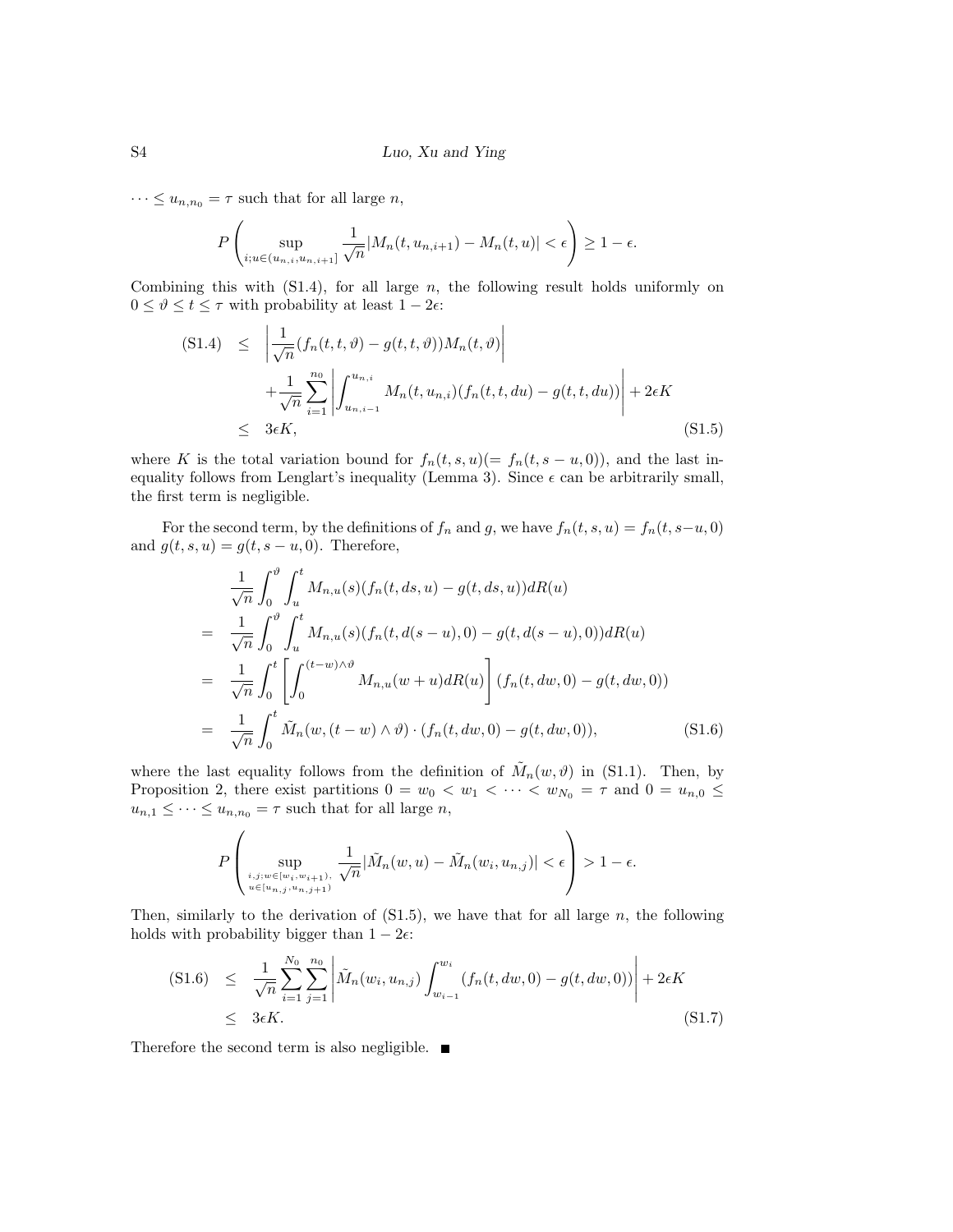$\cdots \leq u_{n,n_0} = \tau$ such that for all large $n$,

$$P\left(\sup_{i;u\in(u_{n,i},u_{n,i+1}]} \frac{1}{\sqrt{n}}|M_n(t,u_{n,i+1}) - M_n(t,u)| < \epsilon\right) \geq 1-\epsilon.$$

Combining this with (S1.4), for all large $n$, the following result holds uniformly on $0 \leq \vartheta \leq t \leq \tau$ with probability at least $1-2\epsilon$:

$$\begin{aligned}
\text{(S1.4)} \quad &\leq \left|\frac{1}{\sqrt{n}}(f_n(t,t,\vartheta) - g(t,t,\vartheta))M_n(t,\vartheta)\right| \\
&\quad + \frac{1}{\sqrt{n}}\sum_{i=1}^{n_0}\left|\int_{u_{n,i-1}}^{u_{n,i}} M_n(t,u_{n,i})(f_n(t,t,du) - g(t,t,du))\right| + 2\epsilon K \\
&\leq 3\epsilon K, \qquad \text{(S1.5)}
\end{aligned}$$

where $K$ is the total variation bound for $f_n(t,s,u) (= f_n(t,s-u,0))$, and the last inequality follows from Lenglart's inequality (Lemma 3). Since $\epsilon$ can be arbitrarily small, the first term is negligible.

For the second term, by the definitions of $f_n$ and $g$, we have $f_n(t,s,u) = f_n(t,s-u,0)$ and $g(t,s,u) = g(t,s-u,0)$. Therefore,

$$\begin{aligned}
&\frac{1}{\sqrt{n}}\int_0^{\vartheta}\int_u^t M_{n,u}(s)(f_n(t,ds,u) - g(t,ds,u))dR(u) \\
= \ &\frac{1}{\sqrt{n}}\int_0^{\vartheta}\int_u^t M_{n,u}(s)(f_n(t,d(s-u),0) - g(t,d(s-u),0))dR(u) \\
= \ &\frac{1}{\sqrt{n}}\int_0^{t}\left[\int_0^{(t-w)\wedge\vartheta} M_{n,u}(w+u)dR(u)\right](f_n(t,dw,0) - g(t,dw,0)) \\
= \ &\frac{1}{\sqrt{n}}\int_0^{t}\tilde{M}_n(w,(t-w)\wedge\vartheta)\cdot(f_n(t,dw,0) - g(t,dw,0)), \qquad \text{(S1.6)}
\end{aligned}$$

where the last equality follows from the definition of $\tilde{M}_n(w,\vartheta)$ in (S1.1). Then, by Proposition 2, there exist partitions $0 = w_0 < w_1 < \cdots < w_{N_0} = \tau$ and $0 = u_{n,0} \leq u_{n,1} \leq \cdots \leq u_{n,n_0} = \tau$ such that for all large $n$,

$$P\left(\sup_{\substack{i,j;w\in[w_i,w_{i+1}),\\ u\in[u_{n,j},u_{n,j+1})}} \frac{1}{\sqrt{n}}|\tilde{M}_n(w,u) - \tilde{M}_n(w_i,u_{n,j})| < \epsilon\right) > 1-\epsilon.$$

Then, similarly to the derivation of (S1.5), we have that for all large $n$, the following holds with probability bigger than $1-2\epsilon$:

$$\begin{aligned}
\text{(S1.6)} \quad &\leq \frac{1}{\sqrt{n}}\sum_{i=1}^{N_0}\sum_{j=1}^{n_0}\left|\tilde{M}_n(w_i,u_{n,j})\int_{w_{i-1}}^{w_i}(f_n(t,dw,0) - g(t,dw,0))\right| + 2\epsilon K \\
&\leq 3\epsilon K. \qquad \text{(S1.7)}
\end{aligned}$$

Therefore the second term is also negligible. ■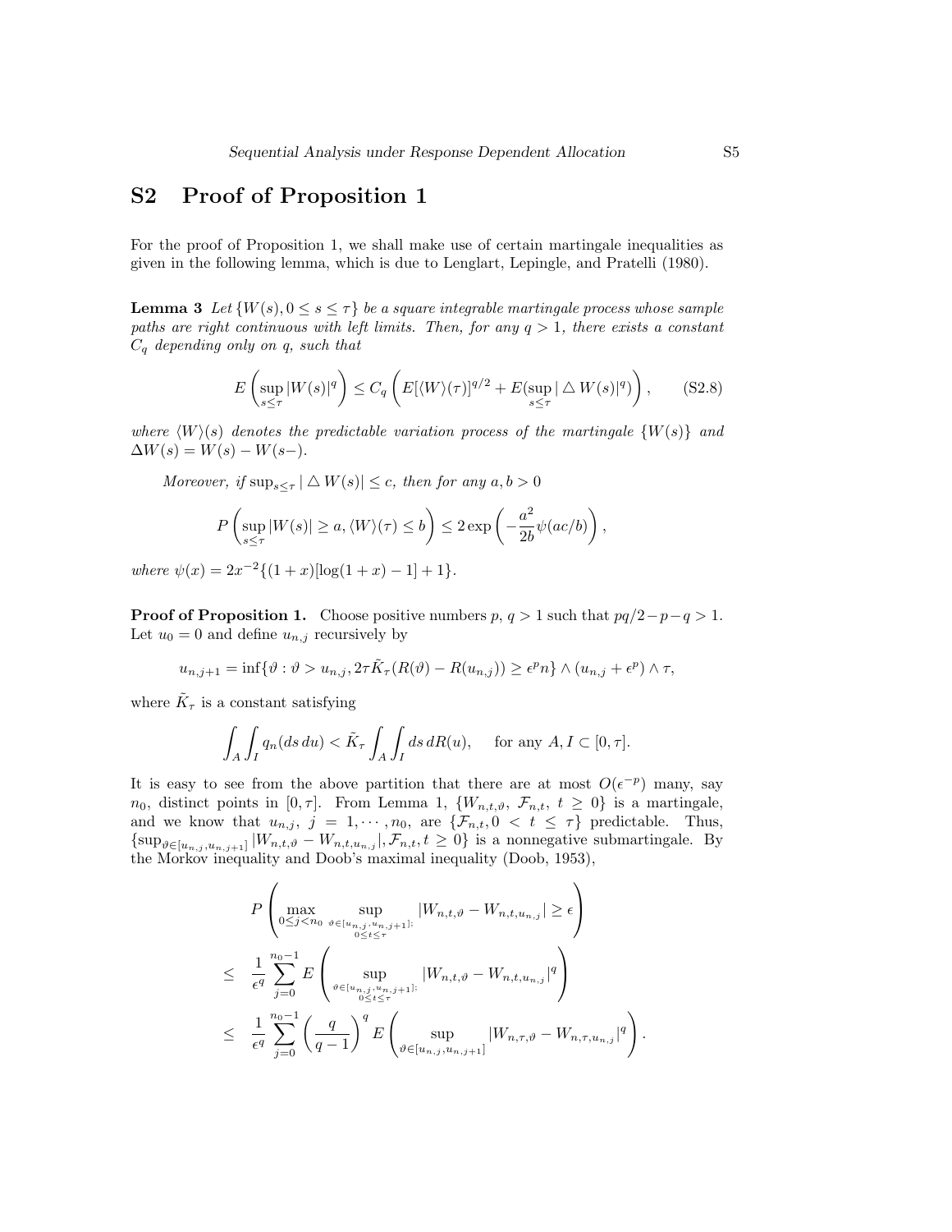# S2 Proof of Proposition 1

For the proof of Proposition 1, we shall make use of certain martingale inequalities as given in the following lemma, which is due to Lenglart, Lepingle, and Pratelli (1980).

**Lemma 3** *Let $\{W(s), 0 \le s \le \tau\}$ be a square integrable martingale process whose sample paths are right continuous with left limits. Then, for any $q > 1$, there exists a constant $C_q$ depending only on $q$, such that*

$$E\left(\sup_{s\le\tau}|W(s)|^q\right) \le C_q\left(E[\langle W\rangle(\tau)]^{q/2} + E(\sup_{s\le\tau}|\triangle W(s)|^q)\right), \tag{S2.8}$$

*where $\langle W\rangle(s)$ denotes the predictable variation process of the martingale $\{W(s)\}$ and $\Delta W(s) = W(s) - W(s-)$.*

*Moreover, if $\sup_{s\le\tau}|\triangle W(s)| \le c$, then for any $a, b > 0$*

$$P\left(\sup_{s\le\tau}|W(s)| \ge a, \langle W\rangle(\tau) \le b\right) \le 2\exp\left(-\frac{a^2}{2b}\psi(ac/b)\right),$$

*where $\psi(x) = 2x^{-2}\{(1+x)[\log(1+x) - 1] + 1\}$.*

**Proof of Proposition 1.** Choose positive numbers $p$, $q > 1$ such that $pq/2 - p - q > 1$. Let $u_0 = 0$ and define $u_{n,j}$ recursively by

$$u_{n,j+1} = \inf\{\vartheta : \vartheta > u_{n,j}, 2\tau\tilde{K}_\tau(R(\vartheta) - R(u_{n,j})) \ge \epsilon^p n\} \wedge (u_{n,j} + \epsilon^p) \wedge \tau,$$

where $\tilde{K}_\tau$ is a constant satisfying

$$\int_A\int_I q_n(ds\,du) < \tilde{K}_\tau \int_A\int_I ds\,dR(u), \quad \text{for any } A, I \subset [0,\tau].$$

It is easy to see from the above partition that there are at most $O(\epsilon^{-p})$ many, say $n_0$, distinct points in $[0,\tau]$. From Lemma 1, $\{W_{n,t,\vartheta}, \mathcal{F}_{n,t}, t \ge 0\}$ is a martingale, and we know that $u_{n,j}$, $j = 1, \cdots, n_0$, are $\{\mathcal{F}_{n,t}, 0 < t \le \tau\}$ predictable. Thus, $\{\sup_{\vartheta\in[u_{n,j},u_{n,j+1}]}|W_{n,t,\vartheta} - W_{n,t,u_{n,j}}|, \mathcal{F}_{n,t}, t \ge 0\}$ is a nonnegative submartingale. By the Morkov inequality and Doob's maximal inequality (Doob, 1953),

$$\begin{aligned}
&P\left(\max_{0\le j<n_0}\sup_{\substack{\vartheta\in[u_{n,j},u_{n,j+1}];\\0\le t\le\tau}}|W_{n,t,\vartheta} - W_{n,t,u_{n,j}}| \ge \epsilon\right)\\
\le\ & \frac{1}{\epsilon^q}\sum_{j=0}^{n_0-1} E\left(\sup_{\substack{\vartheta\in[u_{n,j},u_{n,j+1}];\\0\le t\le\tau}}|W_{n,t,\vartheta} - W_{n,t,u_{n,j}}|^q\right)\\
\le\ & \frac{1}{\epsilon^q}\sum_{j=0}^{n_0-1}\left(\frac{q}{q-1}\right)^q E\left(\sup_{\vartheta\in[u_{n,j},u_{n,j+1}]}|W_{n,\tau,\vartheta} - W_{n,\tau,u_{n,j}}|^q\right).
\end{aligned}$$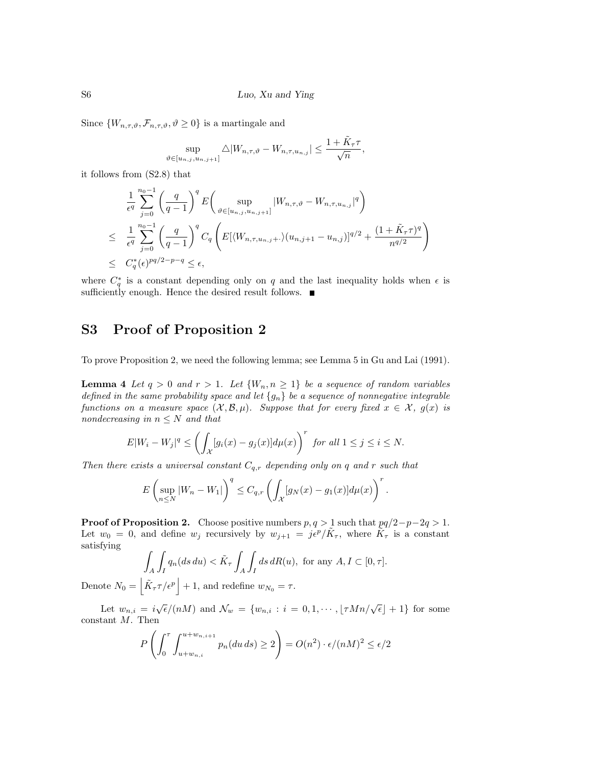Since $\{W_{n,\tau,\vartheta}, \mathcal{F}_{n,\tau,\vartheta}, \vartheta \geq 0\}$ is a martingale and

$$\sup_{\vartheta \in [u_{n,j}, u_{n,j+1}]} \triangle |W_{n,\tau,\vartheta} - W_{n,\tau,u_{n,j}}| \leq \frac{1 + \tilde{K}_\tau \tau}{\sqrt{n}},$$

it follows from (S2.8) that

$$\begin{aligned}
& \frac{1}{\epsilon^q} \sum_{j=0}^{n_0-1} \left(\frac{q}{q-1}\right)^q E\bigg( \sup_{\vartheta \in [u_{n,j}, u_{n,j+1}]} |W_{n,\tau,\vartheta} - W_{n,\tau,u_{n,j}}|^q \bigg) \\
\leq \;& \frac{1}{\epsilon^q} \sum_{j=0}^{n_0-1} \left(\frac{q}{q-1}\right)^q C_q \left( E[\langle W_{n,\tau,u_{n,j}+\cdot} \rangle (u_{n,j+1} - u_{n,j})]^{q/2} + \frac{(1+\tilde{K}_\tau \tau)^q}{n^{q/2}} \right) \\
\leq \;& C_q^* (\epsilon)^{pq/2 - p - q} \leq \epsilon,
\end{aligned}$$

where $C_q^*$ is a constant depending only on $q$ and the last inequality holds when $\epsilon$ is sufficiently enough. Hence the desired result follows. ■

# S3 Proof of Proposition 2

To prove Proposition 2, we need the following lemma; see Lemma 5 in Gu and Lai (1991).

**Lemma 4** *Let $q > 0$ and $r > 1$. Let $\{W_n, n \geq 1\}$ be a sequence of random variables defined in the same probability space and let $\{g_n\}$ be a sequence of nonnegative integrable functions on a measure space $(\mathcal{X}, \mathcal{B}, \mu)$. Suppose that for every fixed $x \in \mathcal{X}$, $g(x)$ is nondecreasing in $n \leq N$ and that*

$$E|W_i - W_j|^q \leq \left( \int_{\mathcal{X}} [g_i(x) - g_j(x)] d\mu(x) \right)^r \text{ for all } 1 \leq j \leq i \leq N.$$

*Then there exists a universal constant $C_{q,r}$ depending only on $q$ and $r$ such that*

$$E\left( \sup_{n \leq N} |W_n - W_1| \right)^q \leq C_{q,r} \left( \int_{\mathcal{X}} [g_N(x) - g_1(x)] d\mu(x) \right)^r.$$

**Proof of Proposition 2.** Choose positive numbers $p, q > 1$ such that $pq/2 - p - 2q > 1$. Let $w_0 = 0$, and define $w_j$ recursively by $w_{j+1} = j\epsilon^p / \tilde{K}_\tau$, where $\tilde{K}_\tau$ is a constant satisfying

$$\int_A \int_I q_n(ds\, du) < \tilde{K}_\tau \int_A \int_I ds\, dR(u), \text{ for any } A, I \subset [0, \tau].$$

Denote $N_0 = \left\lfloor \tilde{K}_\tau \tau / \epsilon^p \right\rfloor + 1$, and redefine $w_{N_0} = \tau$.

Let $w_{n,i} = i\sqrt{\epsilon}/(nM)$ and $\mathcal{N}_w = \{w_{n,i} : i = 0, 1, \cdots, \lfloor \tau M n / \sqrt{\epsilon} \rfloor + 1\}$ for some constant $M$. Then

$$P\left( \int_0^\tau \int_{u + w_{n,i}}^{u + w_{n,i+1}} p_n(du\, ds) \geq 2 \right) = O(n^2) \cdot \epsilon/(nM)^2 \leq \epsilon/2$$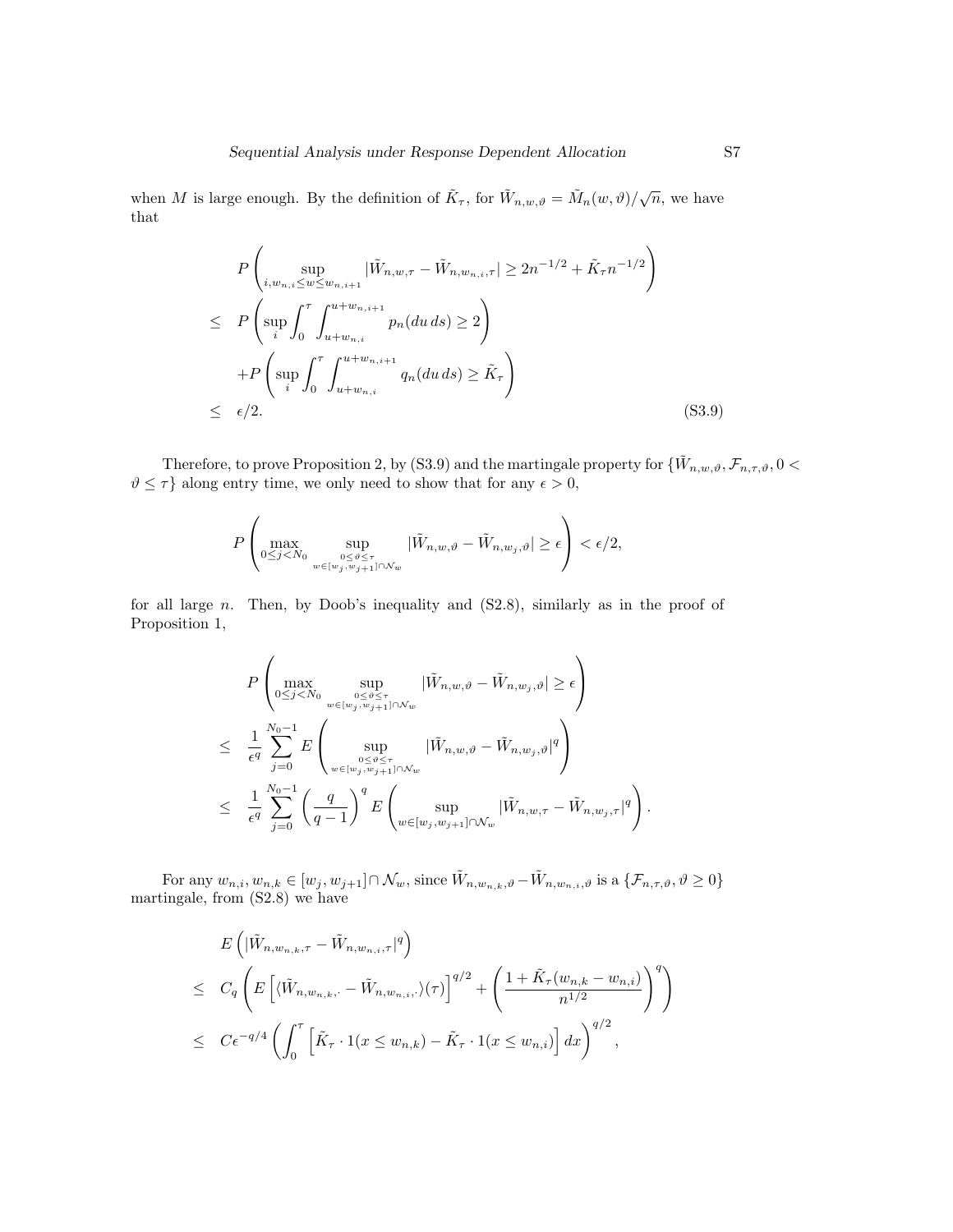when $M$ is large enough. By the definition of $\tilde{K}_\tau$, for $\tilde{W}_{n,w,\vartheta} = \tilde{M}_n(w,\vartheta)/\sqrt{n}$, we have that

$$
\begin{aligned}
& P\left( \sup_{i, w_{n,i} \le w \le w_{n,i+1}} |\tilde{W}_{n,w,\tau} - \tilde{W}_{n,w_{n,i},\tau}| \ge 2n^{-1/2} + \tilde{K}_\tau n^{-1/2} \right) \\
\le \quad & P\left( \sup_i \int_0^\tau \int_{u+w_{n,i}}^{u+w_{n,i+1}} p_n(du\, ds) \ge 2 \right) \\
& + P\left( \sup_i \int_0^\tau \int_{u+w_{n,i}}^{u+w_{n,i+1}} q_n(du\, ds) \ge \tilde{K}_\tau \right) \\
\le \quad & \epsilon/2. \qquad\qquad\qquad\qquad\qquad\qquad\qquad\qquad\qquad\qquad\qquad\qquad (S3.9)
\end{aligned}
$$

Therefore, to prove Proposition 2, by (S3.9) and the martingale property for $\{\tilde{W}_{n,w,\vartheta}, \mathcal{F}_{n,\tau,\vartheta}, 0 < \vartheta \le \tau\}$ along entry time, we only need to show that for any $\epsilon > 0$,

$$
P\left( \max_{0 \le j < N_0} \sup_{\substack{0 \le \vartheta \le \tau \\ w \in [w_j, w_{j+1}] \cap \mathcal{N}_w}} |\tilde{W}_{n,w,\vartheta} - \tilde{W}_{n,w_j,\vartheta}| \ge \epsilon \right) < \epsilon/2,
$$

for all large $n$. Then, by Doob's inequality and (S2.8), similarly as in the proof of Proposition 1,

$$
\begin{aligned}
& P\left( \max_{0 \le j < N_0} \sup_{\substack{0 \le \vartheta \le \tau \\ w \in [w_j, w_{j+1}] \cap \mathcal{N}_w}} |\tilde{W}_{n,w,\vartheta} - \tilde{W}_{n,w_j,\vartheta}| \ge \epsilon \right) \\
\le \quad & \frac{1}{\epsilon^q} \sum_{j=0}^{N_0-1} E\left( \sup_{\substack{0 \le \vartheta \le \tau \\ w \in [w_j, w_{j+1}] \cap \mathcal{N}_w}} |\tilde{W}_{n,w,\vartheta} - \tilde{W}_{n,w_j,\vartheta}|^q \right) \\
\le \quad & \frac{1}{\epsilon^q} \sum_{j=0}^{N_0-1} \left( \frac{q}{q-1} \right)^q E\left( \sup_{w \in [w_j, w_{j+1}] \cap \mathcal{N}_w} |\tilde{W}_{n,w,\tau} - \tilde{W}_{n,w_j,\tau}|^q \right).
\end{aligned}
$$

For any $w_{n,i}, w_{n,k} \in [w_j, w_{j+1}] \cap \mathcal{N}_w$, since $\tilde{W}_{n,w_{n,k},\vartheta} - \tilde{W}_{n,w_{n,i},\vartheta}$ is a $\{\mathcal{F}_{n,\tau,\vartheta}, \vartheta \ge 0\}$ martingale, from (S2.8) we have

$$
\begin{aligned}
& E\left( |\tilde{W}_{n,w_{n,k},\tau} - \tilde{W}_{n,w_{n,i},\tau}|^q \right) \\
\le \quad & C_q \left( E\left[ \langle \tilde{W}_{n,w_{n,k},\cdot} - \tilde{W}_{n,w_{n,i},\cdot} \rangle(\tau) \right]^{q/2} + \left( \frac{1 + \tilde{K}_\tau (w_{n,k} - w_{n,i})}{n^{1/2}} \right)^q \right) \\
\le \quad & C\epsilon^{-q/4} \left( \int_0^\tau \left[ \tilde{K}_\tau \cdot 1(x \le w_{n,k}) - \tilde{K}_\tau \cdot 1(x \le w_{n,i}) \right] dx \right)^{q/2},
\end{aligned}
$$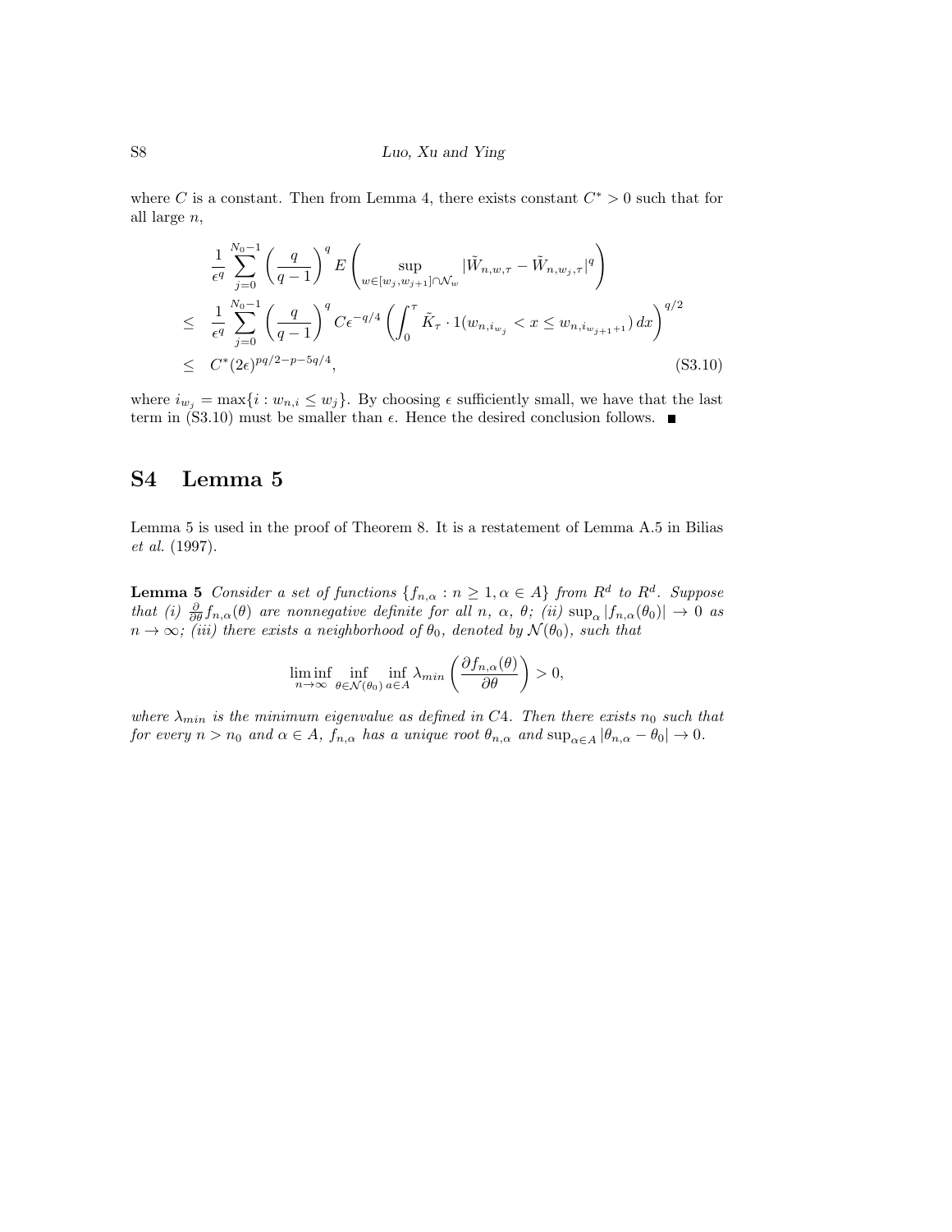where $C$ is a constant. Then from Lemma 4, there exists constant $C^* > 0$ such that for all large $n$,

$$
\begin{aligned}
& \frac{1}{\epsilon^q} \sum_{j=0}^{N_0-1} \left(\frac{q}{q-1}\right)^q E\left( \sup_{w \in [w_j, w_{j+1}] \cap \mathcal{N}_w} |\tilde{W}_{n,w,\tau} - \tilde{W}_{n,w_j,\tau}|^q \right) \\
\leq \quad & \frac{1}{\epsilon^q} \sum_{j=0}^{N_0-1} \left(\frac{q}{q-1}\right)^q C\epsilon^{-q/4} \left( \int_0^\tau \tilde{K}_\tau \cdot 1(w_{n,i_{w_j}} < x \leq w_{n,i_{w_{j+1}}+1})\, dx \right)^{q/2} \\
\leq \quad & C^*(2\epsilon)^{pq/2-p-5q/4}, \qquad \text{(S3.10)}
\end{aligned}
$$

where $i_{w_j} = \max\{i : w_{n,i} \leq w_j\}$. By choosing $\epsilon$ sufficiently small, we have that the last term in (S3.10) must be smaller than $\epsilon$. Hence the desired conclusion follows. ■

# S4 Lemma 5

Lemma 5 is used in the proof of Theorem 8. It is a restatement of Lemma A.5 in Bilias *et al.* (1997).

**Lemma 5** *Consider a set of functions $\{f_{n,\alpha} : n \geq 1, \alpha \in A\}$ from $R^d$ to $R^d$. Suppose that (i) $\frac{\partial}{\partial\theta} f_{n,\alpha}(\theta)$ are nonnegative definite for all $n$, $\alpha$, $\theta$; (ii) $\sup_\alpha |f_{n,\alpha}(\theta_0)| \to 0$ as $n \to \infty$; (iii) there exists a neighborhood of $\theta_0$, denoted by $\mathcal{N}(\theta_0)$, such that*

$$
\liminf_{n\to\infty} \inf_{\theta \in \mathcal{N}(\theta_0)} \inf_{a \in A} \lambda_{min} \left( \frac{\partial f_{n,\alpha}(\theta)}{\partial \theta} \right) > 0,
$$

*where $\lambda_{min}$ is the minimum eigenvalue as defined in C4. Then there exists $n_0$ such that for every $n > n_0$ and $\alpha \in A$, $f_{n,\alpha}$ has a unique root $\theta_{n,\alpha}$ and $\sup_{\alpha \in A} |\theta_{n,\alpha} - \theta_0| \to 0$.*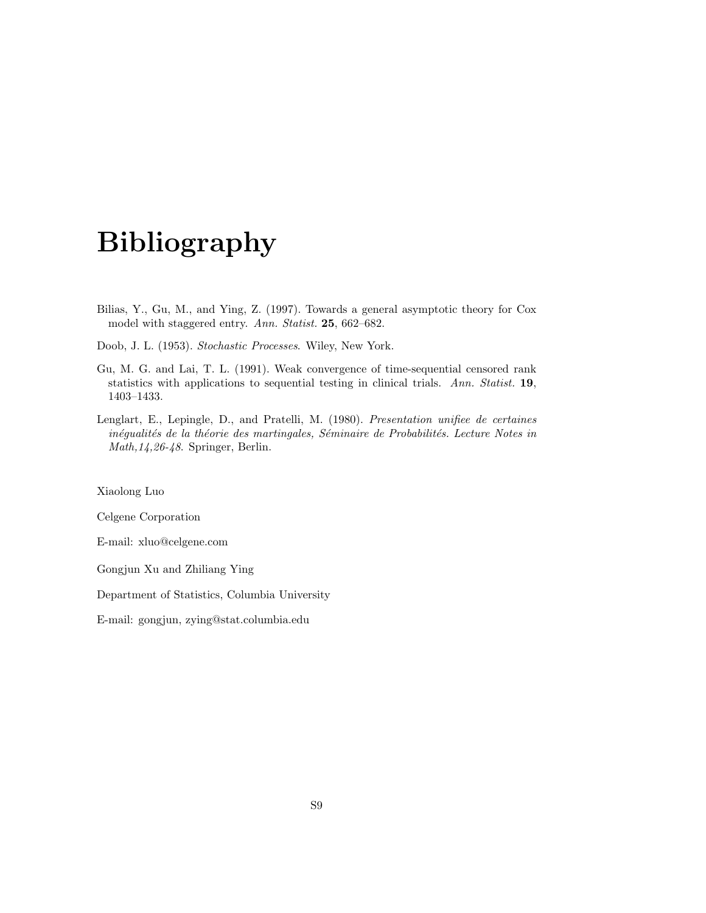# Bibliography

Bilias, Y., Gu, M., and Ying, Z. (1997). Towards a general asymptotic theory for Cox model with staggered entry. *Ann. Statist.* **25**, 662–682.

Doob, J. L. (1953). *Stochastic Processes*. Wiley, New York.

Gu, M. G. and Lai, T. L. (1991). Weak convergence of time-sequential censored rank statistics with applications to sequential testing in clinical trials. *Ann. Statist.* **19**, 1403–1433.

Lenglart, E., Lepingle, D., and Pratelli, M. (1980). *Presentation unifiee de certaines inégualités de la théorie des martingales, Séminaire de Probabilités. Lecture Notes in Math,14,26-48*. Springer, Berlin.

Xiaolong Luo

Celgene Corporation

E-mail: xluo@celgene.com

Gongjun Xu and Zhiliang Ying

Department of Statistics, Columbia University

E-mail: gongjun, zying@stat.columbia.edu